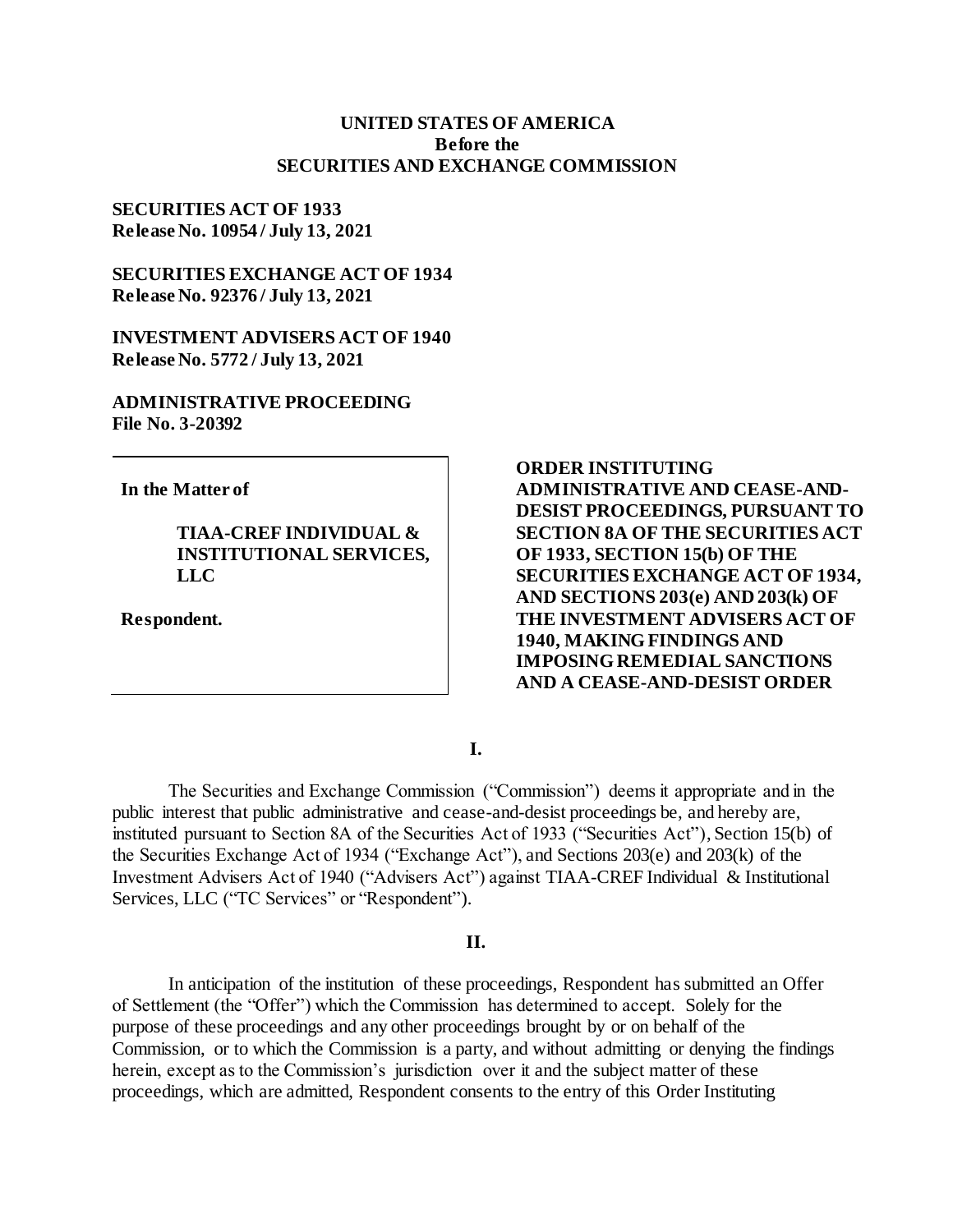**UNITED STATES OF AMERICA**
**Before the**
**SECURITIES AND EXCHANGE COMMISSION**

**SECURITIES ACT OF 1933**
**Release No. 10954 / July 13, 2021**

**SECURITIES EXCHANGE ACT OF 1934**
**Release No. 92376 / July 13, 2021**

**INVESTMENT ADVISERS ACT OF 1940**
**Release No. 5772 / July 13, 2021**

**ADMINISTRATIVE PROCEEDING**
**File No. 3-20392**

**In the Matter of**

**TIAA-CREF INDIVIDUAL & INSTITUTIONAL SERVICES, LLC**

**Respondent.**

**ORDER INSTITUTING ADMINISTRATIVE AND CEASE-AND-DESIST PROCEEDINGS, PURSUANT TO SECTION 8A OF THE SECURITIES ACT OF 1933, SECTION 15(b) OF THE SECURITIES EXCHANGE ACT OF 1934, AND SECTIONS 203(e) AND 203(k) OF THE INVESTMENT ADVISERS ACT OF 1940, MAKING FINDINGS AND IMPOSING REMEDIAL SANCTIONS AND A CEASE-AND-DESIST ORDER**

## I.

The Securities and Exchange Commission ("Commission") deems it appropriate and in the public interest that public administrative and cease-and-desist proceedings be, and hereby are, instituted pursuant to Section 8A of the Securities Act of 1933 ("Securities Act"), Section 15(b) of the Securities Exchange Act of 1934 ("Exchange Act"), and Sections 203(e) and 203(k) of the Investment Advisers Act of 1940 ("Advisers Act") against TIAA-CREF Individual & Institutional Services, LLC ("TC Services" or "Respondent").

## II.

In anticipation of the institution of these proceedings, Respondent has submitted an Offer of Settlement (the "Offer") which the Commission has determined to accept. Solely for the purpose of these proceedings and any other proceedings brought by or on behalf of the Commission, or to which the Commission is a party, and without admitting or denying the findings herein, except as to the Commission's jurisdiction over it and the subject matter of these proceedings, which are admitted, Respondent consents to the entry of this Order Instituting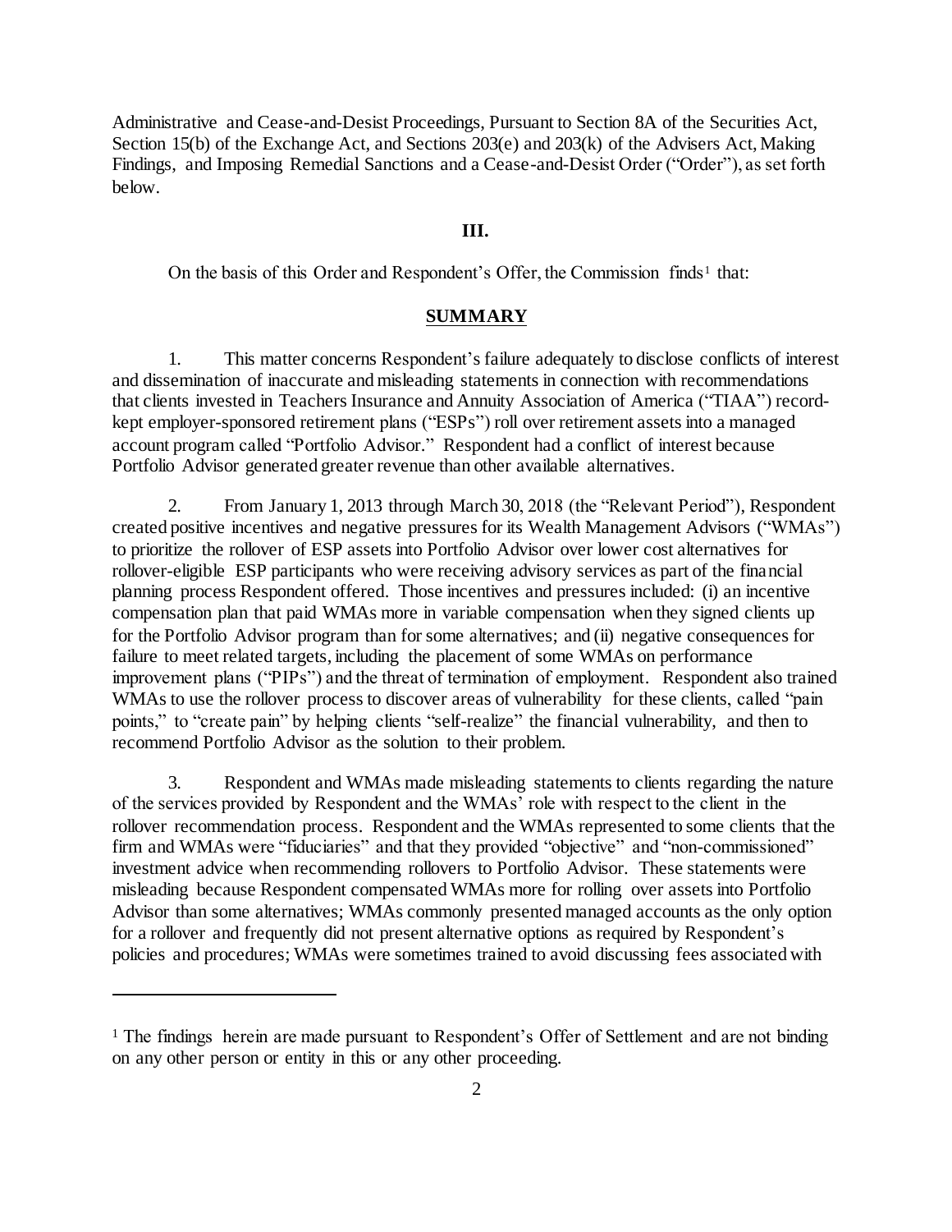Administrative and Cease-and-Desist Proceedings, Pursuant to Section 8A of the Securities Act, Section 15(b) of the Exchange Act, and Sections 203(e) and 203(k) of the Advisers Act, Making Findings, and Imposing Remedial Sanctions and a Cease-and-Desist Order ("Order"), as set forth below.

## III.

On the basis of this Order and Respondent's Offer, the Commission finds[1] that:

## SUMMARY

1. This matter concerns Respondent's failure adequately to disclose conflicts of interest and dissemination of inaccurate and misleading statements in connection with recommendations that clients invested in Teachers Insurance and Annuity Association of America ("TIAA") record-kept employer-sponsored retirement plans ("ESPs") roll over retirement assets into a managed account program called "Portfolio Advisor." Respondent had a conflict of interest because Portfolio Advisor generated greater revenue than other available alternatives.

2. From January 1, 2013 through March 30, 2018 (the "Relevant Period"), Respondent created positive incentives and negative pressures for its Wealth Management Advisors ("WMAs") to prioritize the rollover of ESP assets into Portfolio Advisor over lower cost alternatives for rollover-eligible ESP participants who were receiving advisory services as part of the financial planning process Respondent offered. Those incentives and pressures included: (i) an incentive compensation plan that paid WMAs more in variable compensation when they signed clients up for the Portfolio Advisor program than for some alternatives; and (ii) negative consequences for failure to meet related targets, including the placement of some WMAs on performance improvement plans ("PIPs") and the threat of termination of employment. Respondent also trained WMAs to use the rollover process to discover areas of vulnerability for these clients, called "pain points," to "create pain" by helping clients "self-realize" the financial vulnerability, and then to recommend Portfolio Advisor as the solution to their problem.

3. Respondent and WMAs made misleading statements to clients regarding the nature of the services provided by Respondent and the WMAs' role with respect to the client in the rollover recommendation process. Respondent and the WMAs represented to some clients that the firm and WMAs were "fiduciaries" and that they provided "objective" and "non-commissioned" investment advice when recommending rollovers to Portfolio Advisor. These statements were misleading because Respondent compensated WMAs more for rolling over assets into Portfolio Advisor than some alternatives; WMAs commonly presented managed accounts as the only option for a rollover and frequently did not present alternative options as required by Respondent's policies and procedures; WMAs were sometimes trained to avoid discussing fees associated with

[1] The findings herein are made pursuant to Respondent's Offer of Settlement and are not binding on any other person or entity in this or any other proceeding.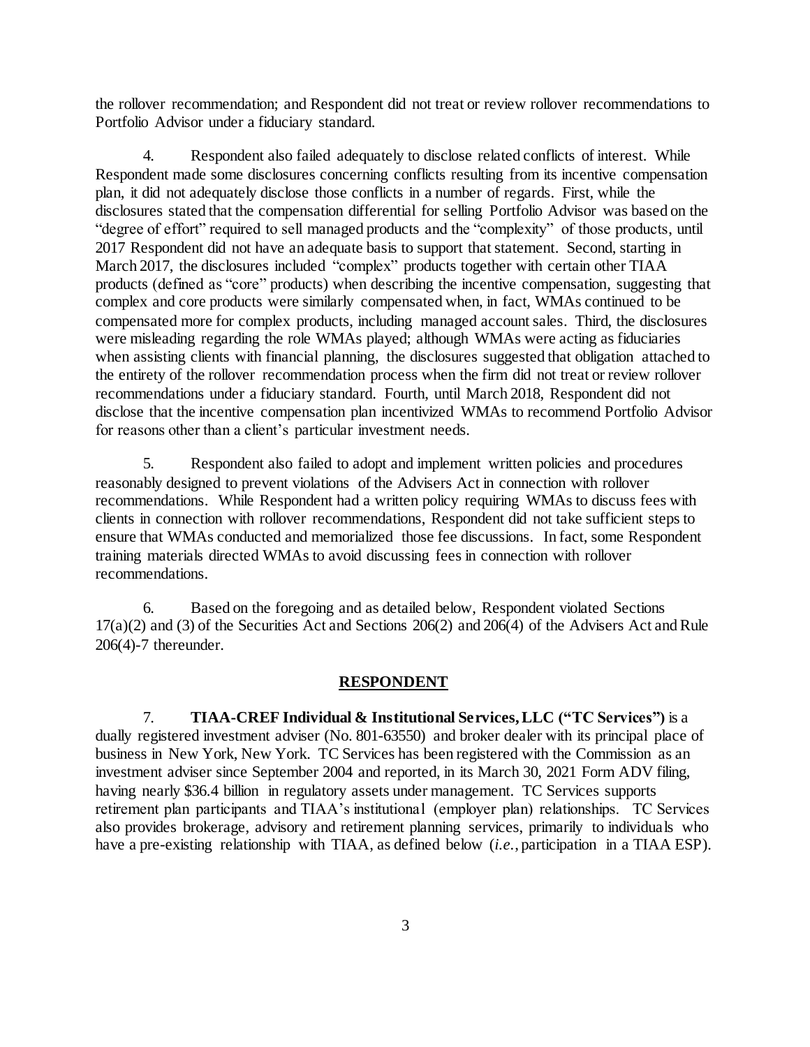the rollover recommendation; and Respondent did not treat or review rollover recommendations to Portfolio Advisor under a fiduciary standard.

4. Respondent also failed adequately to disclose related conflicts of interest. While Respondent made some disclosures concerning conflicts resulting from its incentive compensation plan, it did not adequately disclose those conflicts in a number of regards. First, while the disclosures stated that the compensation differential for selling Portfolio Advisor was based on the "degree of effort" required to sell managed products and the "complexity" of those products, until 2017 Respondent did not have an adequate basis to support that statement. Second, starting in March 2017, the disclosures included "complex" products together with certain other TIAA products (defined as "core" products) when describing the incentive compensation, suggesting that complex and core products were similarly compensated when, in fact, WMAs continued to be compensated more for complex products, including managed account sales. Third, the disclosures were misleading regarding the role WMAs played; although WMAs were acting as fiduciaries when assisting clients with financial planning, the disclosures suggested that obligation attached to the entirety of the rollover recommendation process when the firm did not treat or review rollover recommendations under a fiduciary standard. Fourth, until March 2018, Respondent did not disclose that the incentive compensation plan incentivized WMAs to recommend Portfolio Advisor for reasons other than a client's particular investment needs.

5. Respondent also failed to adopt and implement written policies and procedures reasonably designed to prevent violations of the Advisers Act in connection with rollover recommendations. While Respondent had a written policy requiring WMAs to discuss fees with clients in connection with rollover recommendations, Respondent did not take sufficient steps to ensure that WMAs conducted and memorialized those fee discussions. In fact, some Respondent training materials directed WMAs to avoid discussing fees in connection with rollover recommendations.

6. Based on the foregoing and as detailed below, Respondent violated Sections 17(a)(2) and (3) of the Securities Act and Sections 206(2) and 206(4) of the Advisers Act and Rule 206(4)-7 thereunder.

## RESPONDENT

7. **TIAA-CREF Individual & Institutional Services, LLC ("TC Services")** is a dually registered investment adviser (No. 801-63550) and broker dealer with its principal place of business in New York, New York. TC Services has been registered with the Commission as an investment adviser since September 2004 and reported, in its March 30, 2021 Form ADV filing, having nearly $36.4 billion in regulatory assets under management. TC Services supports retirement plan participants and TIAA's institutional (employer plan) relationships. TC Services also provides brokerage, advisory and retirement planning services, primarily to individuals who have a pre-existing relationship with TIAA, as defined below (*i.e.*, participation in a TIAA ESP).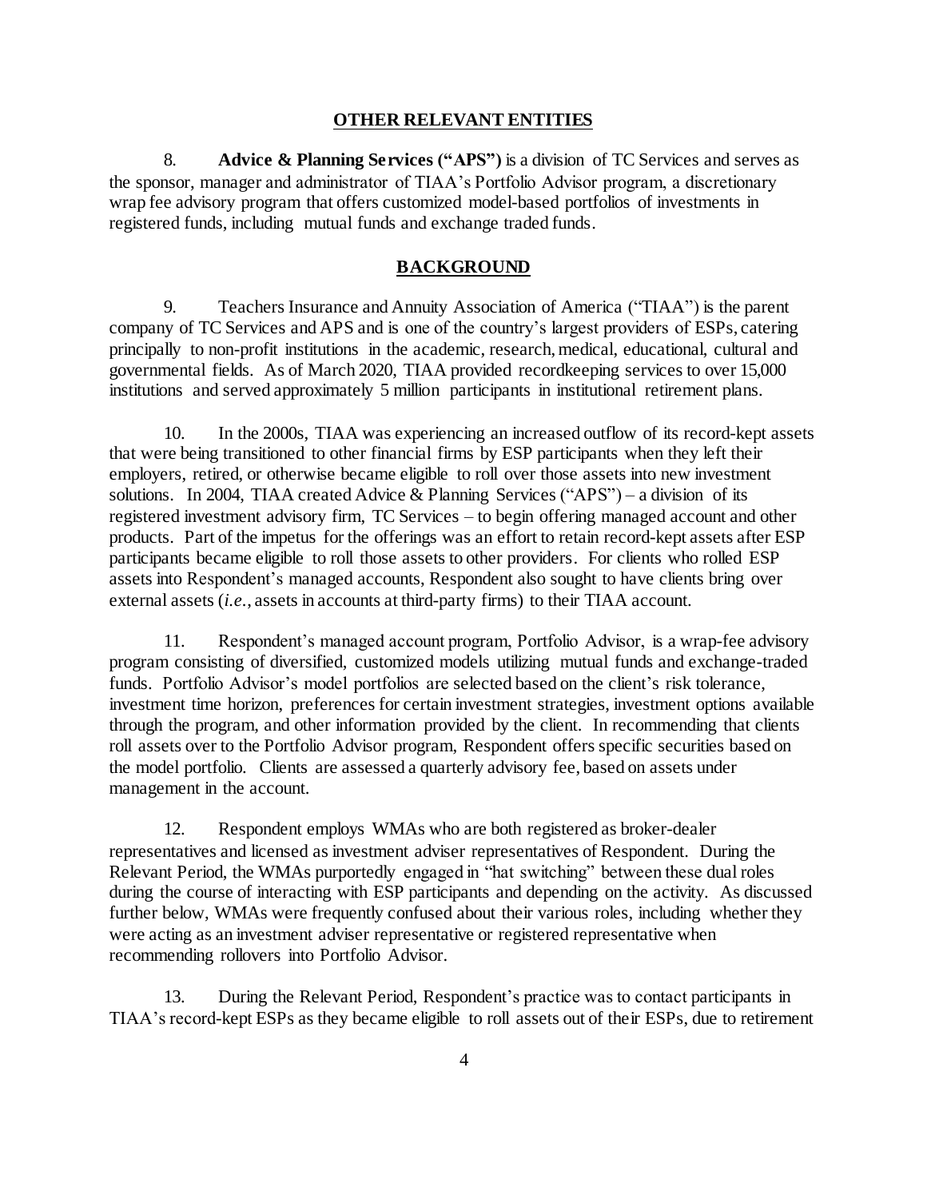## OTHER RELEVANT ENTITIES

8. **Advice & Planning Services ("APS")** is a division of TC Services and serves as the sponsor, manager and administrator of TIAA's Portfolio Advisor program, a discretionary wrap fee advisory program that offers customized model-based portfolios of investments in registered funds, including mutual funds and exchange traded funds.

## BACKGROUND

9. Teachers Insurance and Annuity Association of America ("TIAA") is the parent company of TC Services and APS and is one of the country's largest providers of ESPs, catering principally to non-profit institutions in the academic, research, medical, educational, cultural and governmental fields. As of March 2020, TIAA provided recordkeeping services to over 15,000 institutions and served approximately 5 million participants in institutional retirement plans.

10. In the 2000s, TIAA was experiencing an increased outflow of its record-kept assets that were being transitioned to other financial firms by ESP participants when they left their employers, retired, or otherwise became eligible to roll over those assets into new investment solutions. In 2004, TIAA created Advice & Planning Services ("APS") – a division of its registered investment advisory firm, TC Services – to begin offering managed account and other products. Part of the impetus for the offerings was an effort to retain record-kept assets after ESP participants became eligible to roll those assets to other providers. For clients who rolled ESP assets into Respondent's managed accounts, Respondent also sought to have clients bring over external assets (*i.e.*, assets in accounts at third-party firms) to their TIAA account.

11. Respondent's managed account program, Portfolio Advisor, is a wrap-fee advisory program consisting of diversified, customized models utilizing mutual funds and exchange-traded funds. Portfolio Advisor's model portfolios are selected based on the client's risk tolerance, investment time horizon, preferences for certain investment strategies, investment options available through the program, and other information provided by the client. In recommending that clients roll assets over to the Portfolio Advisor program, Respondent offers specific securities based on the model portfolio. Clients are assessed a quarterly advisory fee, based on assets under management in the account.

12. Respondent employs WMAs who are both registered as broker-dealer representatives and licensed as investment adviser representatives of Respondent. During the Relevant Period, the WMAs purportedly engaged in "hat switching" between these dual roles during the course of interacting with ESP participants and depending on the activity. As discussed further below, WMAs were frequently confused about their various roles, including whether they were acting as an investment adviser representative or registered representative when recommending rollovers into Portfolio Advisor.

13. During the Relevant Period, Respondent's practice was to contact participants in TIAA's record-kept ESPs as they became eligible to roll assets out of their ESPs, due to retirement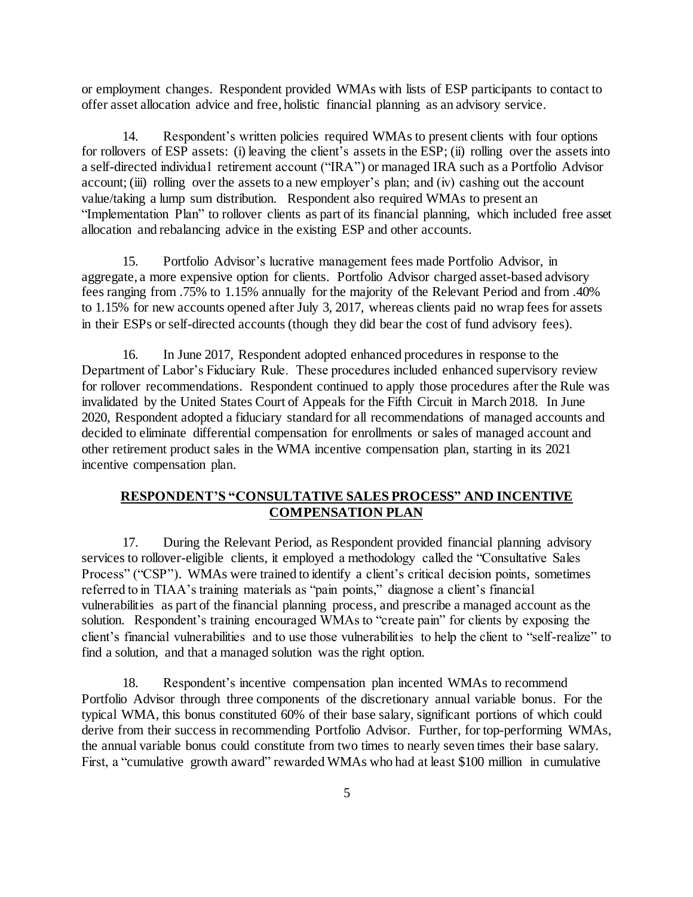or employment changes. Respondent provided WMAs with lists of ESP participants to contact to offer asset allocation advice and free, holistic financial planning as an advisory service.

14. Respondent's written policies required WMAs to present clients with four options for rollovers of ESP assets: (i) leaving the client's assets in the ESP; (ii) rolling over the assets into a self-directed individual retirement account ("IRA") or managed IRA such as a Portfolio Advisor account; (iii) rolling over the assets to a new employer's plan; and (iv) cashing out the account value/taking a lump sum distribution. Respondent also required WMAs to present an "Implementation Plan" to rollover clients as part of its financial planning, which included free asset allocation and rebalancing advice in the existing ESP and other accounts.

15. Portfolio Advisor's lucrative management fees made Portfolio Advisor, in aggregate, a more expensive option for clients. Portfolio Advisor charged asset-based advisory fees ranging from .75% to 1.15% annually for the majority of the Relevant Period and from .40% to 1.15% for new accounts opened after July 3, 2017, whereas clients paid no wrap fees for assets in their ESPs or self-directed accounts (though they did bear the cost of fund advisory fees).

16. In June 2017, Respondent adopted enhanced procedures in response to the Department of Labor's Fiduciary Rule. These procedures included enhanced supervisory review for rollover recommendations. Respondent continued to apply those procedures after the Rule was invalidated by the United States Court of Appeals for the Fifth Circuit in March 2018. In June 2020, Respondent adopted a fiduciary standard for all recommendations of managed accounts and decided to eliminate differential compensation for enrollments or sales of managed account and other retirement product sales in the WMA incentive compensation plan, starting in its 2021 incentive compensation plan.

## RESPONDENT'S "CONSULTATIVE SALES PROCESS" AND INCENTIVE COMPENSATION PLAN

17. During the Relevant Period, as Respondent provided financial planning advisory services to rollover-eligible clients, it employed a methodology called the "Consultative Sales Process" ("CSP"). WMAs were trained to identify a client's critical decision points, sometimes referred to in TIAA's training materials as "pain points," diagnose a client's financial vulnerabilities as part of the financial planning process, and prescribe a managed account as the solution. Respondent's training encouraged WMAs to "create pain" for clients by exposing the client's financial vulnerabilities and to use those vulnerabilities to help the client to "self-realize" to find a solution, and that a managed solution was the right option.

18. Respondent's incentive compensation plan incented WMAs to recommend Portfolio Advisor through three components of the discretionary annual variable bonus. For the typical WMA, this bonus constituted 60% of their base salary, significant portions of which could derive from their success in recommending Portfolio Advisor. Further, for top-performing WMAs, the annual variable bonus could constitute from two times to nearly seven times their base salary. First, a "cumulative growth award" rewarded WMAs who had at least $100 million in cumulative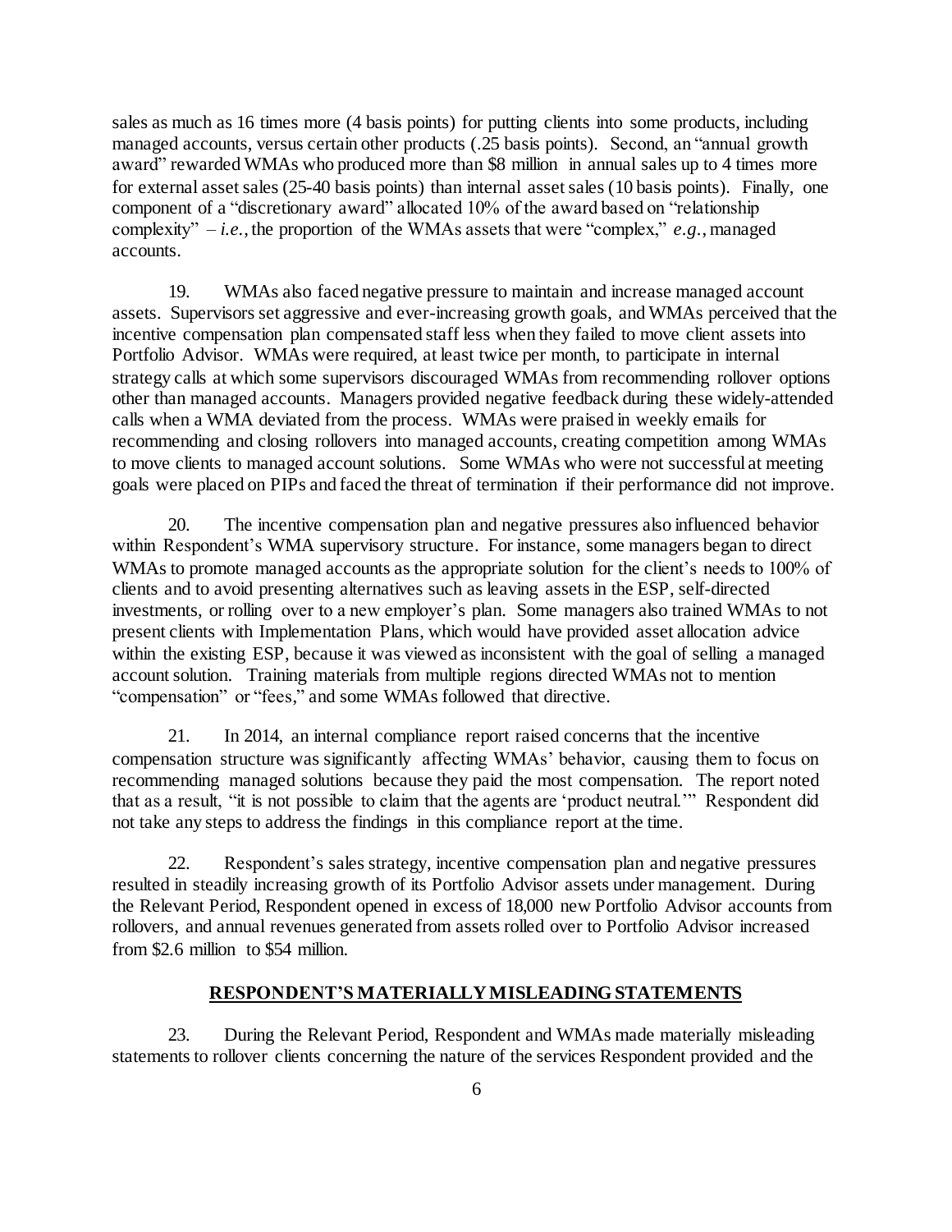sales as much as 16 times more (4 basis points) for putting clients into some products, including managed accounts, versus certain other products (.25 basis points). Second, an "annual growth award" rewarded WMAs who produced more than $8 million in annual sales up to 4 times more for external asset sales (25-40 basis points) than internal asset sales (10 basis points). Finally, one component of a "discretionary award" allocated 10% of the award based on "relationship complexity" – *i.e.*, the proportion of the WMAs assets that were "complex," *e.g.*, managed accounts.

19. WMAs also faced negative pressure to maintain and increase managed account assets. Supervisors set aggressive and ever-increasing growth goals, and WMAs perceived that the incentive compensation plan compensated staff less when they failed to move client assets into Portfolio Advisor. WMAs were required, at least twice per month, to participate in internal strategy calls at which some supervisors discouraged WMAs from recommending rollover options other than managed accounts. Managers provided negative feedback during these widely-attended calls when a WMA deviated from the process. WMAs were praised in weekly emails for recommending and closing rollovers into managed accounts, creating competition among WMAs to move clients to managed account solutions. Some WMAs who were not successful at meeting goals were placed on PIPs and faced the threat of termination if their performance did not improve.

20. The incentive compensation plan and negative pressures also influenced behavior within Respondent's WMA supervisory structure. For instance, some managers began to direct WMAs to promote managed accounts as the appropriate solution for the client's needs to 100% of clients and to avoid presenting alternatives such as leaving assets in the ESP, self-directed investments, or rolling over to a new employer's plan. Some managers also trained WMAs to not present clients with Implementation Plans, which would have provided asset allocation advice within the existing ESP, because it was viewed as inconsistent with the goal of selling a managed account solution. Training materials from multiple regions directed WMAs not to mention "compensation" or "fees," and some WMAs followed that directive.

21. In 2014, an internal compliance report raised concerns that the incentive compensation structure was significantly affecting WMAs' behavior, causing them to focus on recommending managed solutions because they paid the most compensation. The report noted that as a result, "it is not possible to claim that the agents are 'product neutral.'" Respondent did not take any steps to address the findings in this compliance report at the time.

22. Respondent's sales strategy, incentive compensation plan and negative pressures resulted in steadily increasing growth of its Portfolio Advisor assets under management. During the Relevant Period, Respondent opened in excess of 18,000 new Portfolio Advisor accounts from rollovers, and annual revenues generated from assets rolled over to Portfolio Advisor increased from $2.6 million to $54 million.

## RESPONDENT'S MATERIALLY MISLEADING STATEMENTS

23. During the Relevant Period, Respondent and WMAs made materially misleading statements to rollover clients concerning the nature of the services Respondent provided and the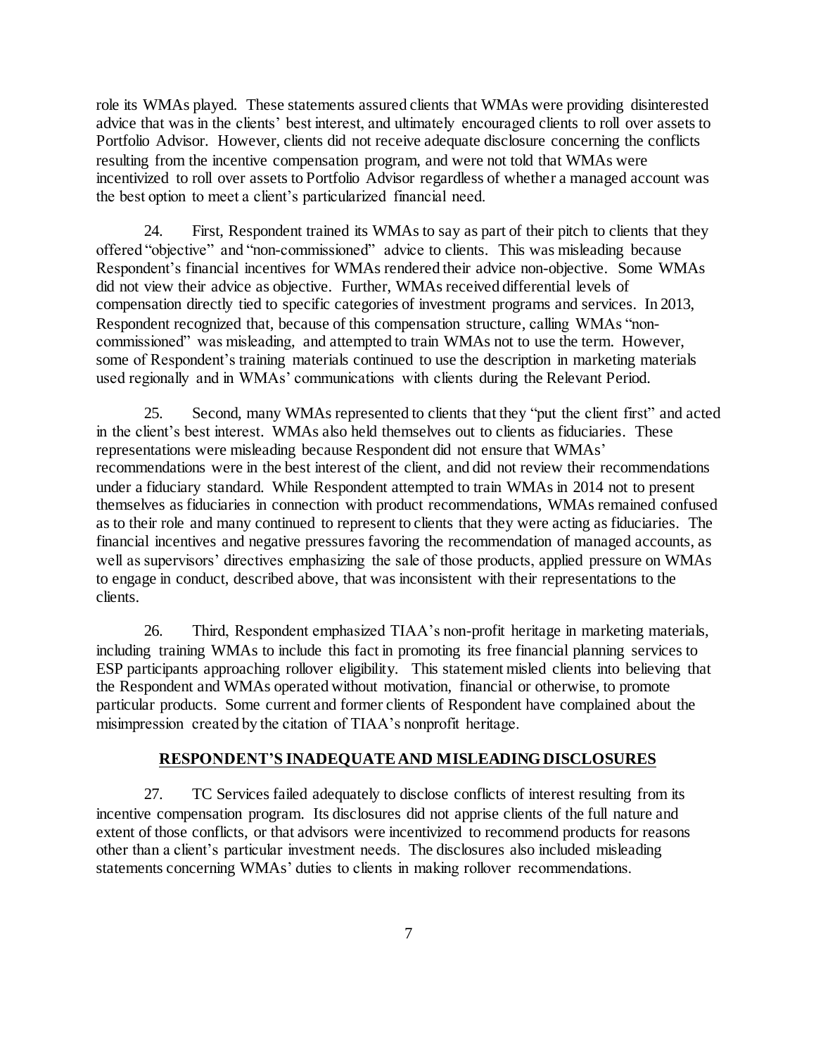role its WMAs played. These statements assured clients that WMAs were providing disinterested advice that was in the clients' best interest, and ultimately encouraged clients to roll over assets to Portfolio Advisor. However, clients did not receive adequate disclosure concerning the conflicts resulting from the incentive compensation program, and were not told that WMAs were incentivized to roll over assets to Portfolio Advisor regardless of whether a managed account was the best option to meet a client's particularized financial need.

24. First, Respondent trained its WMAs to say as part of their pitch to clients that they offered "objective" and "non-commissioned" advice to clients. This was misleading because Respondent's financial incentives for WMAs rendered their advice non-objective. Some WMAs did not view their advice as objective. Further, WMAs received differential levels of compensation directly tied to specific categories of investment programs and services. In 2013, Respondent recognized that, because of this compensation structure, calling WMAs "non-commissioned" was misleading, and attempted to train WMAs not to use the term. However, some of Respondent's training materials continued to use the description in marketing materials used regionally and in WMAs' communications with clients during the Relevant Period.

25. Second, many WMAs represented to clients that they "put the client first" and acted in the client's best interest. WMAs also held themselves out to clients as fiduciaries. These representations were misleading because Respondent did not ensure that WMAs' recommendations were in the best interest of the client, and did not review their recommendations under a fiduciary standard. While Respondent attempted to train WMAs in 2014 not to present themselves as fiduciaries in connection with product recommendations, WMAs remained confused as to their role and many continued to represent to clients that they were acting as fiduciaries. The financial incentives and negative pressures favoring the recommendation of managed accounts, as well as supervisors' directives emphasizing the sale of those products, applied pressure on WMAs to engage in conduct, described above, that was inconsistent with their representations to the clients.

26. Third, Respondent emphasized TIAA's non-profit heritage in marketing materials, including training WMAs to include this fact in promoting its free financial planning services to ESP participants approaching rollover eligibility. This statement misled clients into believing that the Respondent and WMAs operated without motivation, financial or otherwise, to promote particular products. Some current and former clients of Respondent have complained about the misimpression created by the citation of TIAA's nonprofit heritage.

## RESPONDENT'S INADEQUATE AND MISLEADING DISCLOSURES

27. TC Services failed adequately to disclose conflicts of interest resulting from its incentive compensation program. Its disclosures did not apprise clients of the full nature and extent of those conflicts, or that advisors were incentivized to recommend products for reasons other than a client's particular investment needs. The disclosures also included misleading statements concerning WMAs' duties to clients in making rollover recommendations.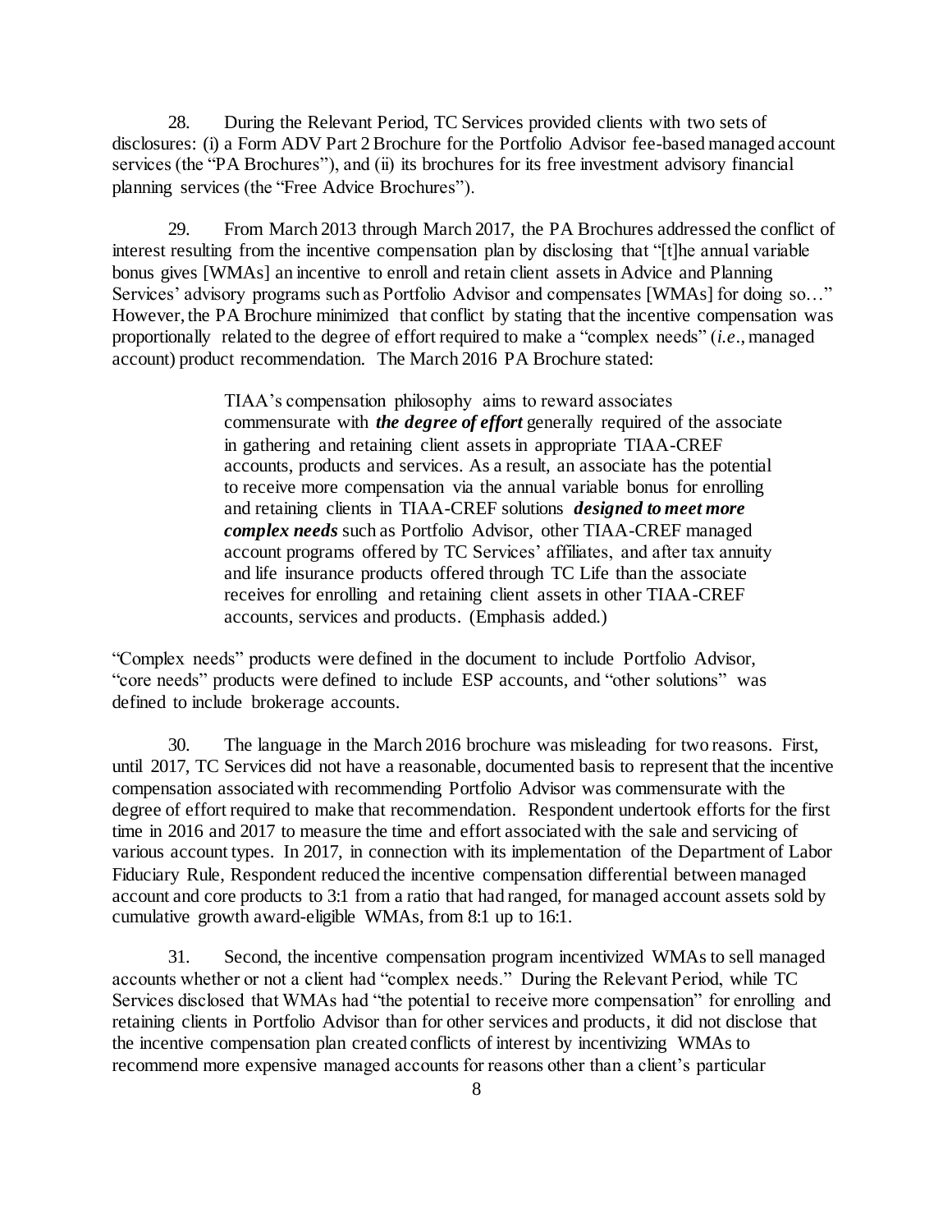28. During the Relevant Period, TC Services provided clients with two sets of disclosures: (i) a Form ADV Part 2 Brochure for the Portfolio Advisor fee-based managed account services (the "PA Brochures"), and (ii) its brochures for its free investment advisory financial planning services (the "Free Advice Brochures").

29. From March 2013 through March 2017, the PA Brochures addressed the conflict of interest resulting from the incentive compensation plan by disclosing that "[t]he annual variable bonus gives [WMAs] an incentive to enroll and retain client assets in Advice and Planning Services' advisory programs such as Portfolio Advisor and compensates [WMAs] for doing so…" However, the PA Brochure minimized that conflict by stating that the incentive compensation was proportionally related to the degree of effort required to make a "complex needs" (*i.e.*, managed account) product recommendation. The March 2016 PA Brochure stated:

> TIAA's compensation philosophy aims to reward associates commensurate with ***the degree of effort*** generally required of the associate in gathering and retaining client assets in appropriate TIAA-CREF accounts, products and services. As a result, an associate has the potential to receive more compensation via the annual variable bonus for enrolling and retaining clients in TIAA-CREF solutions ***designed to meet more complex needs*** such as Portfolio Advisor, other TIAA-CREF managed account programs offered by TC Services' affiliates, and after tax annuity and life insurance products offered through TC Life than the associate receives for enrolling and retaining client assets in other TIAA-CREF accounts, services and products. (Emphasis added.)

"Complex needs" products were defined in the document to include Portfolio Advisor, "core needs" products were defined to include ESP accounts, and "other solutions" was defined to include brokerage accounts.

30. The language in the March 2016 brochure was misleading for two reasons. First, until 2017, TC Services did not have a reasonable, documented basis to represent that the incentive compensation associated with recommending Portfolio Advisor was commensurate with the degree of effort required to make that recommendation. Respondent undertook efforts for the first time in 2016 and 2017 to measure the time and effort associated with the sale and servicing of various account types. In 2017, in connection with its implementation of the Department of Labor Fiduciary Rule, Respondent reduced the incentive compensation differential between managed account and core products to 3:1 from a ratio that had ranged, for managed account assets sold by cumulative growth award-eligible WMAs, from 8:1 up to 16:1.

31. Second, the incentive compensation program incentivized WMAs to sell managed accounts whether or not a client had "complex needs." During the Relevant Period, while TC Services disclosed that WMAs had "the potential to receive more compensation" for enrolling and retaining clients in Portfolio Advisor than for other services and products, it did not disclose that the incentive compensation plan created conflicts of interest by incentivizing WMAs to recommend more expensive managed accounts for reasons other than a client's particular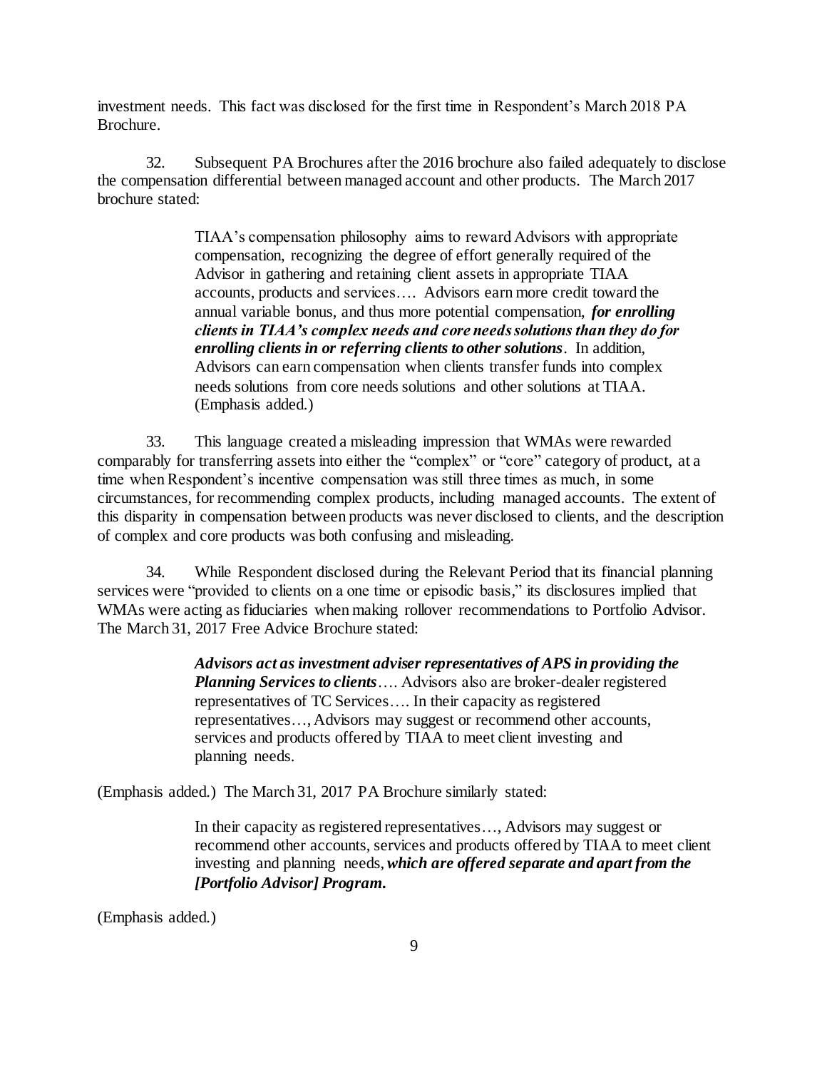investment needs. This fact was disclosed for the first time in Respondent's March 2018 PA Brochure.

32. Subsequent PA Brochures after the 2016 brochure also failed adequately to disclose the compensation differential between managed account and other products. The March 2017 brochure stated:

> TIAA's compensation philosophy aims to reward Advisors with appropriate compensation, recognizing the degree of effort generally required of the Advisor in gathering and retaining client assets in appropriate TIAA accounts, products and services…. Advisors earn more credit toward the annual variable bonus, and thus more potential compensation, ***for enrolling clients in TIAA's complex needs and core needs solutions than they do for enrolling clients in or referring clients to other solutions***. In addition, Advisors can earn compensation when clients transfer funds into complex needs solutions from core needs solutions and other solutions at TIAA. (Emphasis added.)

33. This language created a misleading impression that WMAs were rewarded comparably for transferring assets into either the "complex" or "core" category of product, at a time when Respondent's incentive compensation was still three times as much, in some circumstances, for recommending complex products, including managed accounts. The extent of this disparity in compensation between products was never disclosed to clients, and the description of complex and core products was both confusing and misleading.

34. While Respondent disclosed during the Relevant Period that its financial planning services were "provided to clients on a one time or episodic basis," its disclosures implied that WMAs were acting as fiduciaries when making rollover recommendations to Portfolio Advisor. The March 31, 2017 Free Advice Brochure stated:

> ***Advisors act as investment adviser representatives of APS in providing the Planning Services to clients***…. Advisors also are broker-dealer registered representatives of TC Services…. In their capacity as registered representatives…, Advisors may suggest or recommend other accounts, services and products offered by TIAA to meet client investing and planning needs.

(Emphasis added.) The March 31, 2017 PA Brochure similarly stated:

> In their capacity as registered representatives…, Advisors may suggest or recommend other accounts, services and products offered by TIAA to meet client investing and planning needs, ***which are offered separate and apart from the [Portfolio Advisor] Program.***

(Emphasis added.)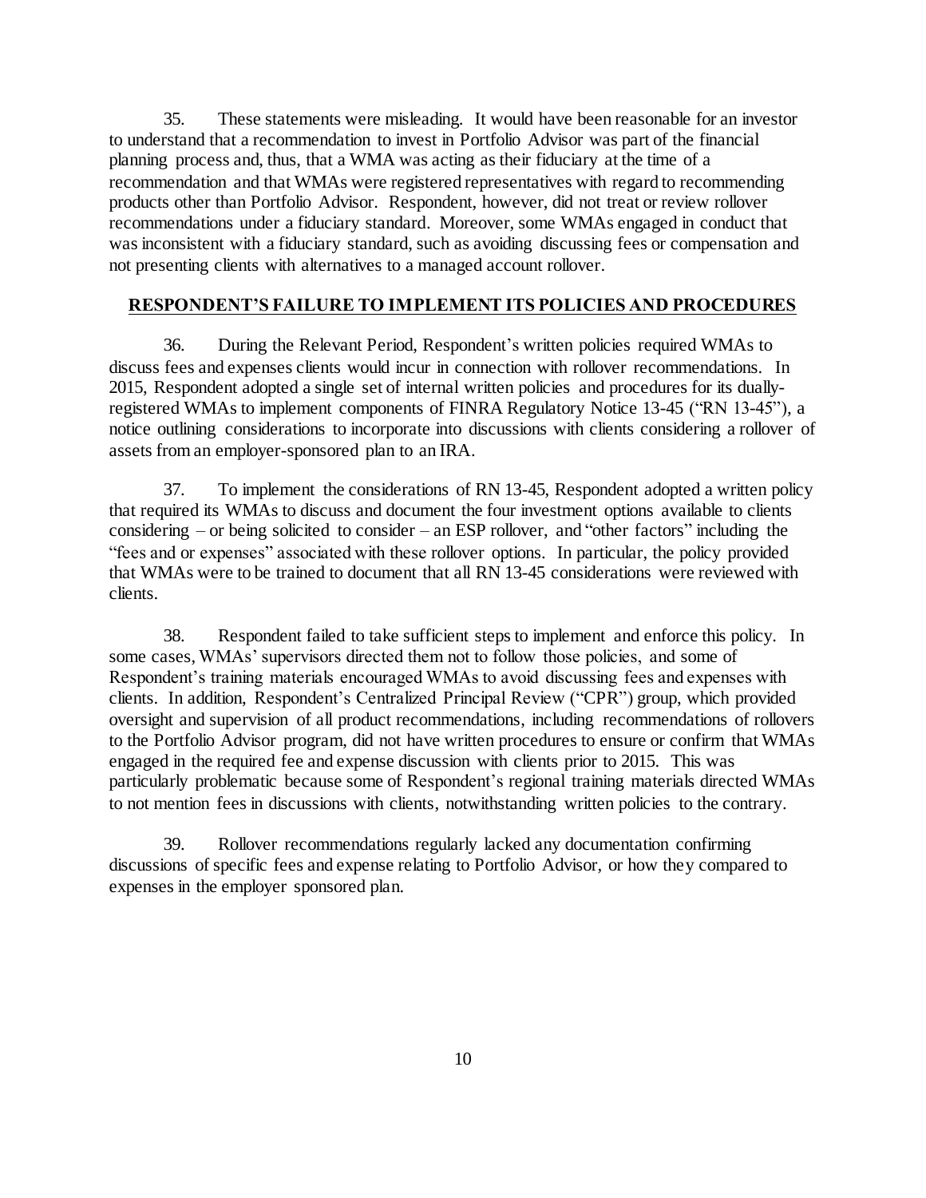35. These statements were misleading. It would have been reasonable for an investor to understand that a recommendation to invest in Portfolio Advisor was part of the financial planning process and, thus, that a WMA was acting as their fiduciary at the time of a recommendation and that WMAs were registered representatives with regard to recommending products other than Portfolio Advisor. Respondent, however, did not treat or review rollover recommendations under a fiduciary standard. Moreover, some WMAs engaged in conduct that was inconsistent with a fiduciary standard, such as avoiding discussing fees or compensation and not presenting clients with alternatives to a managed account rollover.

## RESPONDENT'S FAILURE TO IMPLEMENT ITS POLICIES AND PROCEDURES

36. During the Relevant Period, Respondent's written policies required WMAs to discuss fees and expenses clients would incur in connection with rollover recommendations. In 2015, Respondent adopted a single set of internal written policies and procedures for its dually-registered WMAs to implement components of FINRA Regulatory Notice 13-45 ("RN 13-45"), a notice outlining considerations to incorporate into discussions with clients considering a rollover of assets from an employer-sponsored plan to an IRA.

37. To implement the considerations of RN 13-45, Respondent adopted a written policy that required its WMAs to discuss and document the four investment options available to clients considering – or being solicited to consider – an ESP rollover, and "other factors" including the "fees and or expenses" associated with these rollover options. In particular, the policy provided that WMAs were to be trained to document that all RN 13-45 considerations were reviewed with clients.

38. Respondent failed to take sufficient steps to implement and enforce this policy. In some cases, WMAs' supervisors directed them not to follow those policies, and some of Respondent's training materials encouraged WMAs to avoid discussing fees and expenses with clients. In addition, Respondent's Centralized Principal Review ("CPR") group, which provided oversight and supervision of all product recommendations, including recommendations of rollovers to the Portfolio Advisor program, did not have written procedures to ensure or confirm that WMAs engaged in the required fee and expense discussion with clients prior to 2015. This was particularly problematic because some of Respondent's regional training materials directed WMAs to not mention fees in discussions with clients, notwithstanding written policies to the contrary.

39. Rollover recommendations regularly lacked any documentation confirming discussions of specific fees and expense relating to Portfolio Advisor, or how they compared to expenses in the employer sponsored plan.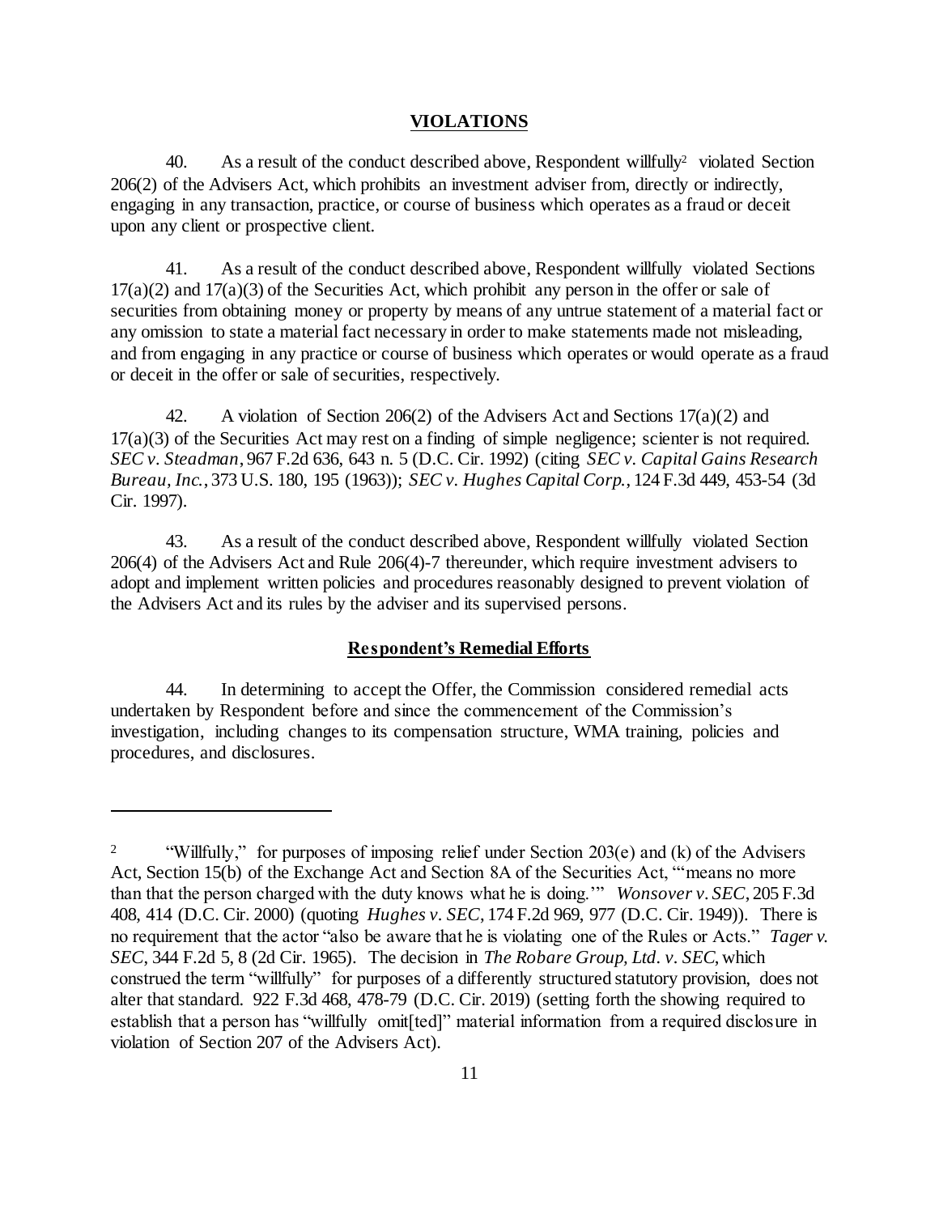## VIOLATIONS

40. As a result of the conduct described above, Respondent willfully[2] violated Section 206(2) of the Advisers Act, which prohibits an investment adviser from, directly or indirectly, engaging in any transaction, practice, or course of business which operates as a fraud or deceit upon any client or prospective client.

41. As a result of the conduct described above, Respondent willfully violated Sections 17(a)(2) and 17(a)(3) of the Securities Act, which prohibit any person in the offer or sale of securities from obtaining money or property by means of any untrue statement of a material fact or any omission to state a material fact necessary in order to make statements made not misleading, and from engaging in any practice or course of business which operates or would operate as a fraud or deceit in the offer or sale of securities, respectively.

42. A violation of Section 206(2) of the Advisers Act and Sections 17(a)(2) and 17(a)(3) of the Securities Act may rest on a finding of simple negligence; scienter is not required. *SEC v. Steadman*, 967 F.2d 636, 643 n. 5 (D.C. Cir. 1992) (citing *SEC v. Capital Gains Research Bureau, Inc.*, 373 U.S. 180, 195 (1963)); *SEC v. Hughes Capital Corp.*, 124 F.3d 449, 453-54 (3d Cir. 1997).

43. As a result of the conduct described above, Respondent willfully violated Section 206(4) of the Advisers Act and Rule 206(4)-7 thereunder, which require investment advisers to adopt and implement written policies and procedures reasonably designed to prevent violation of the Advisers Act and its rules by the adviser and its supervised persons.

## Respondent's Remedial Efforts

44. In determining to accept the Offer, the Commission considered remedial acts undertaken by Respondent before and since the commencement of the Commission's investigation, including changes to its compensation structure, WMA training, policies and procedures, and disclosures.

---

[2] "Willfully," for purposes of imposing relief under Section 203(e) and (k) of the Advisers Act, Section 15(b) of the Exchange Act and Section 8A of the Securities Act, "'means no more than that the person charged with the duty knows what he is doing.'" *Wonsover v. SEC*, 205 F.3d 408, 414 (D.C. Cir. 2000) (quoting *Hughes v. SEC*, 174 F.2d 969, 977 (D.C. Cir. 1949)). There is no requirement that the actor "also be aware that he is violating one of the Rules or Acts." *Tager v. SEC*, 344 F.2d 5, 8 (2d Cir. 1965). The decision in *The Robare Group, Ltd. v. SEC*, which construed the term "willfully" for purposes of a differently structured statutory provision, does not alter that standard. 922 F.3d 468, 478-79 (D.C. Cir. 2019) (setting forth the showing required to establish that a person has "willfully omit[ted]" material information from a required disclosure in violation of Section 207 of the Advisers Act).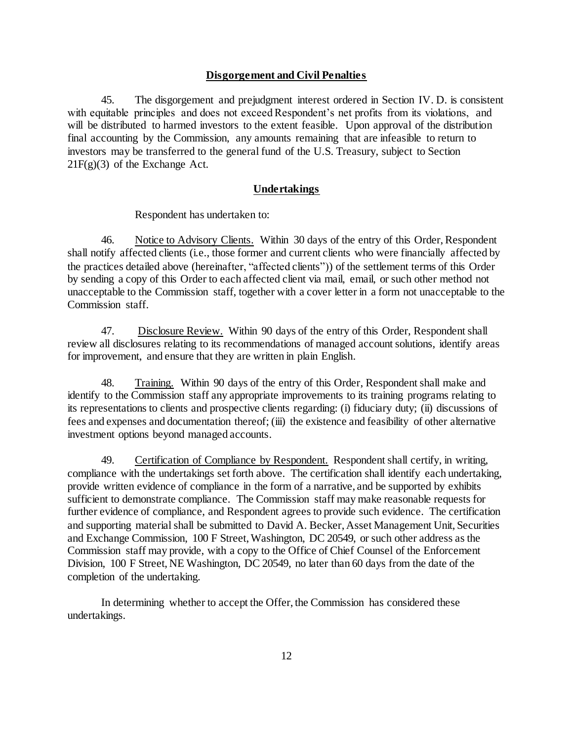**Disgorgement and Civil Penalties**

45. The disgorgement and prejudgment interest ordered in Section IV. D. is consistent with equitable principles and does not exceed Respondent's net profits from its violations, and will be distributed to harmed investors to the extent feasible. Upon approval of the distribution final accounting by the Commission, any amounts remaining that are infeasible to return to investors may be transferred to the general fund of the U.S. Treasury, subject to Section 21F(g)(3) of the Exchange Act.

**Undertakings**

Respondent has undertaken to:

46. Notice to Advisory Clients. Within 30 days of the entry of this Order, Respondent shall notify affected clients (i.e., those former and current clients who were financially affected by the practices detailed above (hereinafter, "affected clients")) of the settlement terms of this Order by sending a copy of this Order to each affected client via mail, email, or such other method not unacceptable to the Commission staff, together with a cover letter in a form not unacceptable to the Commission staff.

47. Disclosure Review. Within 90 days of the entry of this Order, Respondent shall review all disclosures relating to its recommendations of managed account solutions, identify areas for improvement, and ensure that they are written in plain English.

48. Training. Within 90 days of the entry of this Order, Respondent shall make and identify to the Commission staff any appropriate improvements to its training programs relating to its representations to clients and prospective clients regarding: (i) fiduciary duty; (ii) discussions of fees and expenses and documentation thereof; (iii) the existence and feasibility of other alternative investment options beyond managed accounts.

49. Certification of Compliance by Respondent. Respondent shall certify, in writing, compliance with the undertakings set forth above. The certification shall identify each undertaking, provide written evidence of compliance in the form of a narrative, and be supported by exhibits sufficient to demonstrate compliance. The Commission staff may make reasonable requests for further evidence of compliance, and Respondent agrees to provide such evidence. The certification and supporting material shall be submitted to David A. Becker, Asset Management Unit, Securities and Exchange Commission, 100 F Street, Washington, DC 20549, or such other address as the Commission staff may provide, with a copy to the Office of Chief Counsel of the Enforcement Division, 100 F Street, NE Washington, DC 20549, no later than 60 days from the date of the completion of the undertaking.

In determining whether to accept the Offer, the Commission has considered these undertakings.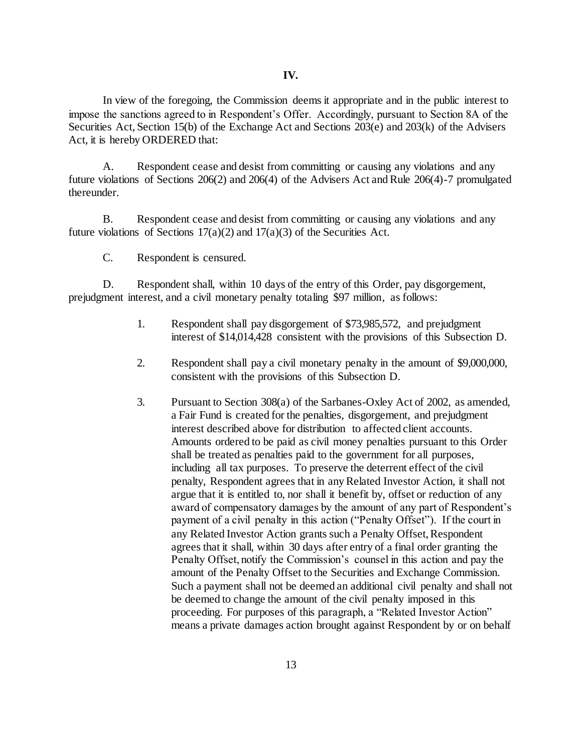**IV.**

In view of the foregoing, the Commission deems it appropriate and in the public interest to impose the sanctions agreed to in Respondent's Offer. Accordingly, pursuant to Section 8A of the Securities Act, Section 15(b) of the Exchange Act and Sections 203(e) and 203(k) of the Advisers Act, it is hereby ORDERED that:

A. Respondent cease and desist from committing or causing any violations and any future violations of Sections 206(2) and 206(4) of the Advisers Act and Rule 206(4)-7 promulgated thereunder.

B. Respondent cease and desist from committing or causing any violations and any future violations of Sections 17(a)(2) and 17(a)(3) of the Securities Act.

C. Respondent is censured.

D. Respondent shall, within 10 days of the entry of this Order, pay disgorgement, prejudgment interest, and a civil monetary penalty totaling $97 million, as follows:

1. Respondent shall pay disgorgement of $73,985,572, and prejudgment interest of $14,014,428 consistent with the provisions of this Subsection D.

2. Respondent shall pay a civil monetary penalty in the amount of $9,000,000, consistent with the provisions of this Subsection D.

3. Pursuant to Section 308(a) of the Sarbanes-Oxley Act of 2002, as amended, a Fair Fund is created for the penalties, disgorgement, and prejudgment interest described above for distribution to affected client accounts. Amounts ordered to be paid as civil money penalties pursuant to this Order shall be treated as penalties paid to the government for all purposes, including all tax purposes. To preserve the deterrent effect of the civil penalty, Respondent agrees that in any Related Investor Action, it shall not argue that it is entitled to, nor shall it benefit by, offset or reduction of any award of compensatory damages by the amount of any part of Respondent's payment of a civil penalty in this action ("Penalty Offset"). If the court in any Related Investor Action grants such a Penalty Offset, Respondent agrees that it shall, within 30 days after entry of a final order granting the Penalty Offset, notify the Commission's counsel in this action and pay the amount of the Penalty Offset to the Securities and Exchange Commission. Such a payment shall not be deemed an additional civil penalty and shall not be deemed to change the amount of the civil penalty imposed in this proceeding. For purposes of this paragraph, a "Related Investor Action" means a private damages action brought against Respondent by or on behalf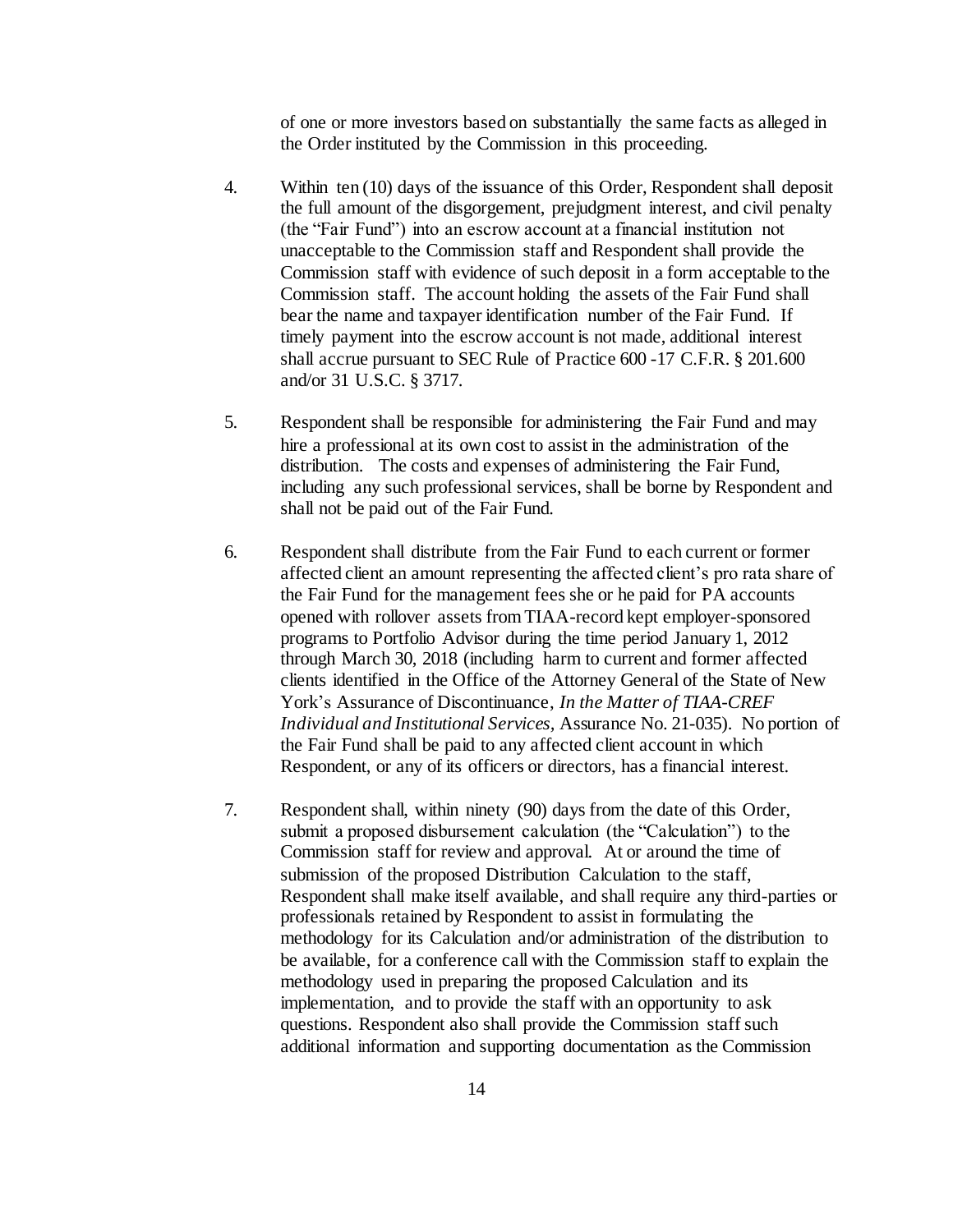of one or more investors based on substantially the same facts as alleged in the Order instituted by the Commission in this proceeding.

4. Within ten (10) days of the issuance of this Order, Respondent shall deposit the full amount of the disgorgement, prejudgment interest, and civil penalty (the "Fair Fund") into an escrow account at a financial institution not unacceptable to the Commission staff and Respondent shall provide the Commission staff with evidence of such deposit in a form acceptable to the Commission staff. The account holding the assets of the Fair Fund shall bear the name and taxpayer identification number of the Fair Fund. If timely payment into the escrow account is not made, additional interest shall accrue pursuant to SEC Rule of Practice 600 -17 C.F.R. § 201.600 and/or 31 U.S.C. § 3717.

5. Respondent shall be responsible for administering the Fair Fund and may hire a professional at its own cost to assist in the administration of the distribution. The costs and expenses of administering the Fair Fund, including any such professional services, shall be borne by Respondent and shall not be paid out of the Fair Fund.

6. Respondent shall distribute from the Fair Fund to each current or former affected client an amount representing the affected client's pro rata share of the Fair Fund for the management fees she or he paid for PA accounts opened with rollover assets from TIAA-record kept employer-sponsored programs to Portfolio Advisor during the time period January 1, 2012 through March 30, 2018 (including harm to current and former affected clients identified in the Office of the Attorney General of the State of New York's Assurance of Discontinuance, *In the Matter of TIAA-CREF Individual and Institutional Services,* Assurance No. 21-035). No portion of the Fair Fund shall be paid to any affected client account in which Respondent, or any of its officers or directors, has a financial interest.

7. Respondent shall, within ninety (90) days from the date of this Order, submit a proposed disbursement calculation (the "Calculation") to the Commission staff for review and approval. At or around the time of submission of the proposed Distribution Calculation to the staff, Respondent shall make itself available, and shall require any third-parties or professionals retained by Respondent to assist in formulating the methodology for its Calculation and/or administration of the distribution to be available, for a conference call with the Commission staff to explain the methodology used in preparing the proposed Calculation and its implementation, and to provide the staff with an opportunity to ask questions. Respondent also shall provide the Commission staff such additional information and supporting documentation as the Commission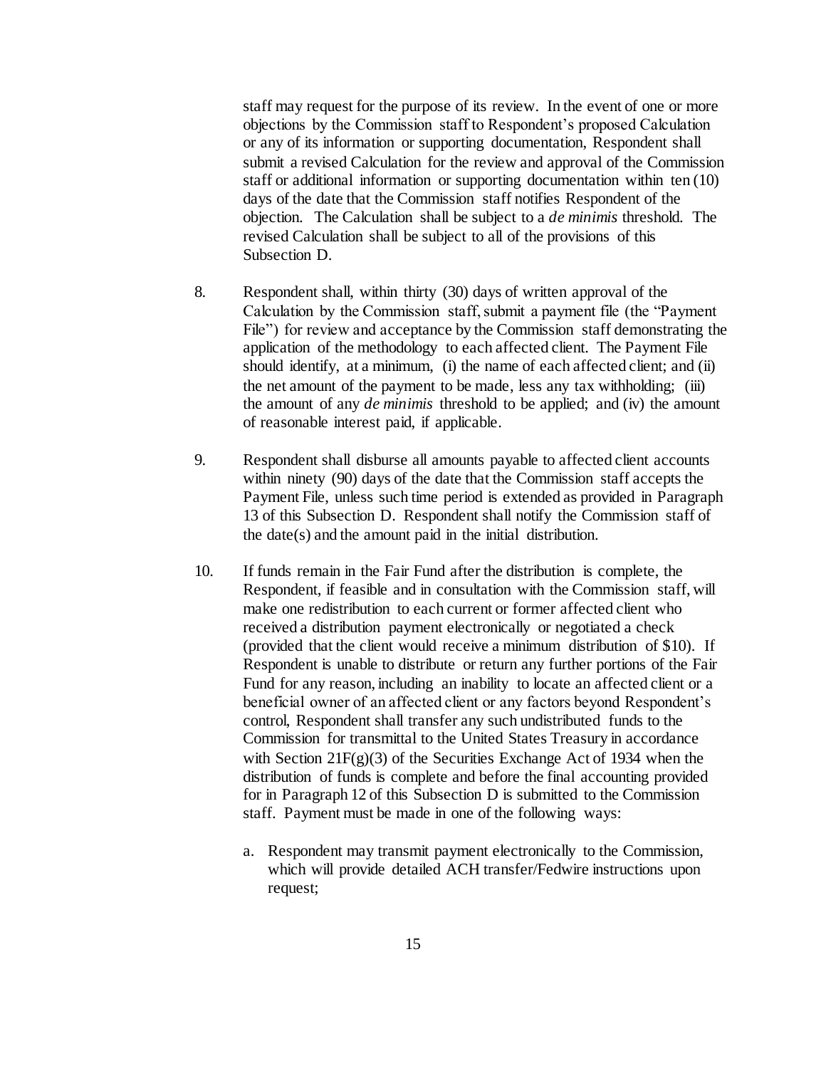staff may request for the purpose of its review. In the event of one or more objections by the Commission staff to Respondent's proposed Calculation or any of its information or supporting documentation, Respondent shall submit a revised Calculation for the review and approval of the Commission staff or additional information or supporting documentation within ten (10) days of the date that the Commission staff notifies Respondent of the objection. The Calculation shall be subject to a *de minimis* threshold. The revised Calculation shall be subject to all of the provisions of this Subsection D.

8. Respondent shall, within thirty (30) days of written approval of the Calculation by the Commission staff, submit a payment file (the "Payment File") for review and acceptance by the Commission staff demonstrating the application of the methodology to each affected client. The Payment File should identify, at a minimum, (i) the name of each affected client; and (ii) the net amount of the payment to be made, less any tax withholding; (iii) the amount of any *de minimis* threshold to be applied; and (iv) the amount of reasonable interest paid, if applicable.

9. Respondent shall disburse all amounts payable to affected client accounts within ninety (90) days of the date that the Commission staff accepts the Payment File, unless such time period is extended as provided in Paragraph 13 of this Subsection D. Respondent shall notify the Commission staff of the date(s) and the amount paid in the initial distribution.

10. If funds remain in the Fair Fund after the distribution is complete, the Respondent, if feasible and in consultation with the Commission staff, will make one redistribution to each current or former affected client who received a distribution payment electronically or negotiated a check (provided that the client would receive a minimum distribution of $10). If Respondent is unable to distribute or return any further portions of the Fair Fund for any reason, including an inability to locate an affected client or a beneficial owner of an affected client or any factors beyond Respondent's control, Respondent shall transfer any such undistributed funds to the Commission for transmittal to the United States Treasury in accordance with Section 21F(g)(3) of the Securities Exchange Act of 1934 when the distribution of funds is complete and before the final accounting provided for in Paragraph 12 of this Subsection D is submitted to the Commission staff. Payment must be made in one of the following ways:

    a. Respondent may transmit payment electronically to the Commission, which will provide detailed ACH transfer/Fedwire instructions upon request;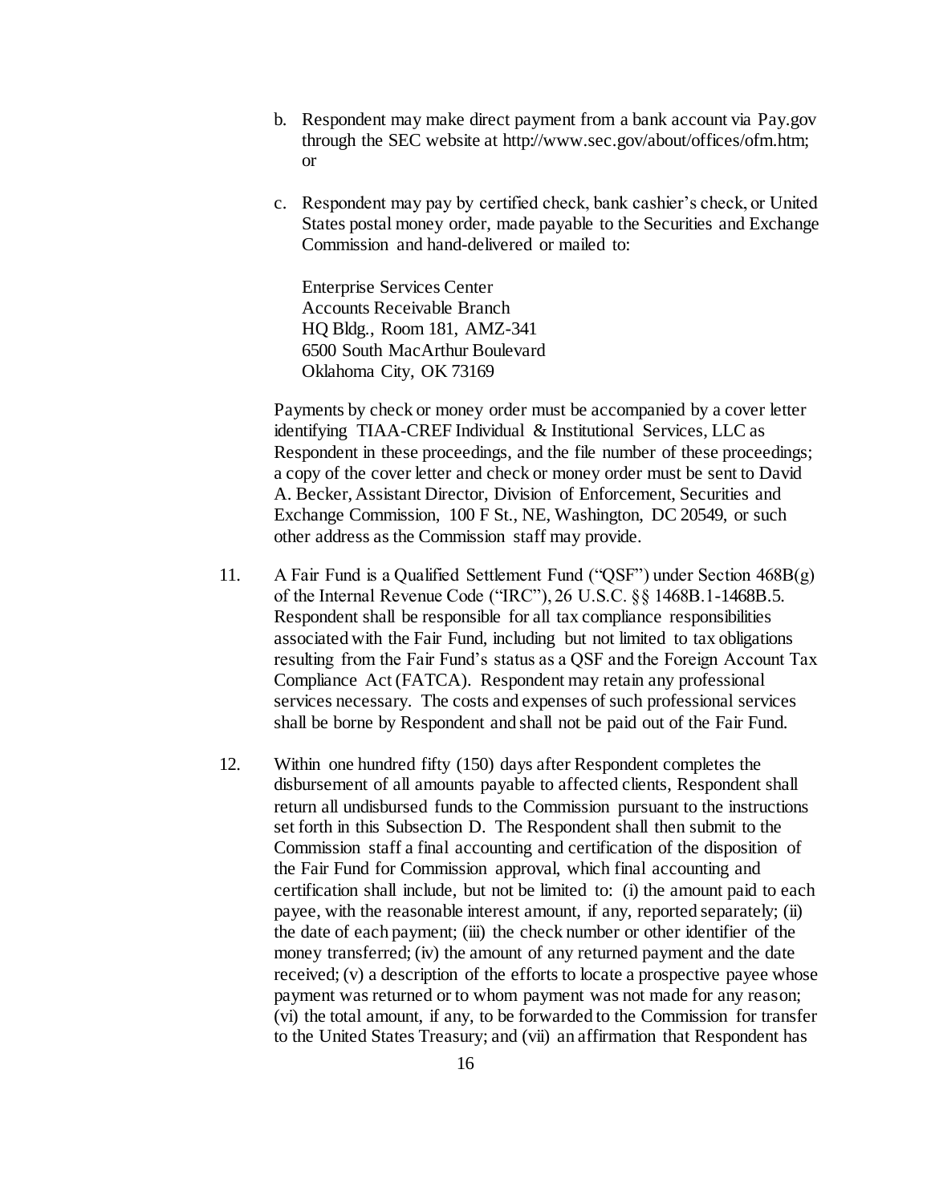b. Respondent may make direct payment from a bank account via Pay.gov through the SEC website at http://www.sec.gov/about/offices/ofm.htm; or

c. Respondent may pay by certified check, bank cashier's check, or United States postal money order, made payable to the Securities and Exchange Commission and hand-delivered or mailed to:

   Enterprise Services Center
   Accounts Receivable Branch
   HQ Bldg., Room 181, AMZ-341
   6500 South MacArthur Boulevard
   Oklahoma City, OK 73169

   Payments by check or money order must be accompanied by a cover letter identifying TIAA-CREF Individual & Institutional Services, LLC as Respondent in these proceedings, and the file number of these proceedings; a copy of the cover letter and check or money order must be sent to David A. Becker, Assistant Director, Division of Enforcement, Securities and Exchange Commission, 100 F St., NE, Washington, DC 20549, or such other address as the Commission staff may provide.

11. A Fair Fund is a Qualified Settlement Fund ("QSF") under Section 468B(g) of the Internal Revenue Code ("IRC"), 26 U.S.C. §§ 1468B.1-1468B.5. Respondent shall be responsible for all tax compliance responsibilities associated with the Fair Fund, including but not limited to tax obligations resulting from the Fair Fund's status as a QSF and the Foreign Account Tax Compliance Act (FATCA). Respondent may retain any professional services necessary. The costs and expenses of such professional services shall be borne by Respondent and shall not be paid out of the Fair Fund.

12. Within one hundred fifty (150) days after Respondent completes the disbursement of all amounts payable to affected clients, Respondent shall return all undisbursed funds to the Commission pursuant to the instructions set forth in this Subsection D. The Respondent shall then submit to the Commission staff a final accounting and certification of the disposition of the Fair Fund for Commission approval, which final accounting and certification shall include, but not be limited to: (i) the amount paid to each payee, with the reasonable interest amount, if any, reported separately; (ii) the date of each payment; (iii) the check number or other identifier of the money transferred; (iv) the amount of any returned payment and the date received; (v) a description of the efforts to locate a prospective payee whose payment was returned or to whom payment was not made for any reason; (vi) the total amount, if any, to be forwarded to the Commission for transfer to the United States Treasury; and (vii) an affirmation that Respondent has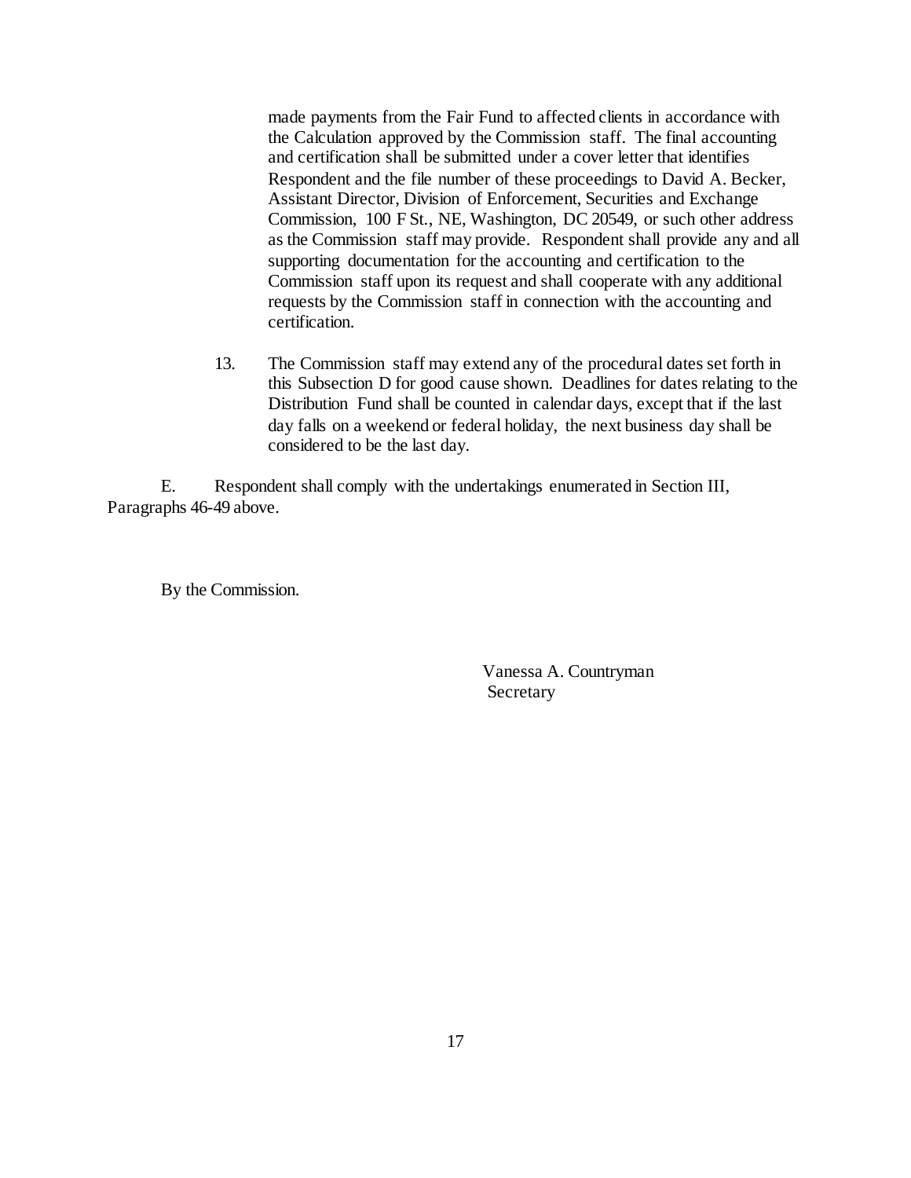made payments from the Fair Fund to affected clients in accordance with the Calculation approved by the Commission staff. The final accounting and certification shall be submitted under a cover letter that identifies Respondent and the file number of these proceedings to David A. Becker, Assistant Director, Division of Enforcement, Securities and Exchange Commission, 100 F St., NE, Washington, DC 20549, or such other address as the Commission staff may provide. Respondent shall provide any and all supporting documentation for the accounting and certification to the Commission staff upon its request and shall cooperate with any additional requests by the Commission staff in connection with the accounting and certification.

13. The Commission staff may extend any of the procedural dates set forth in this Subsection D for good cause shown. Deadlines for dates relating to the Distribution Fund shall be counted in calendar days, except that if the last day falls on a weekend or federal holiday, the next business day shall be considered to be the last day.

E. Respondent shall comply with the undertakings enumerated in Section III, Paragraphs 46-49 above.

By the Commission.

Vanessa A. Countryman
Secretary